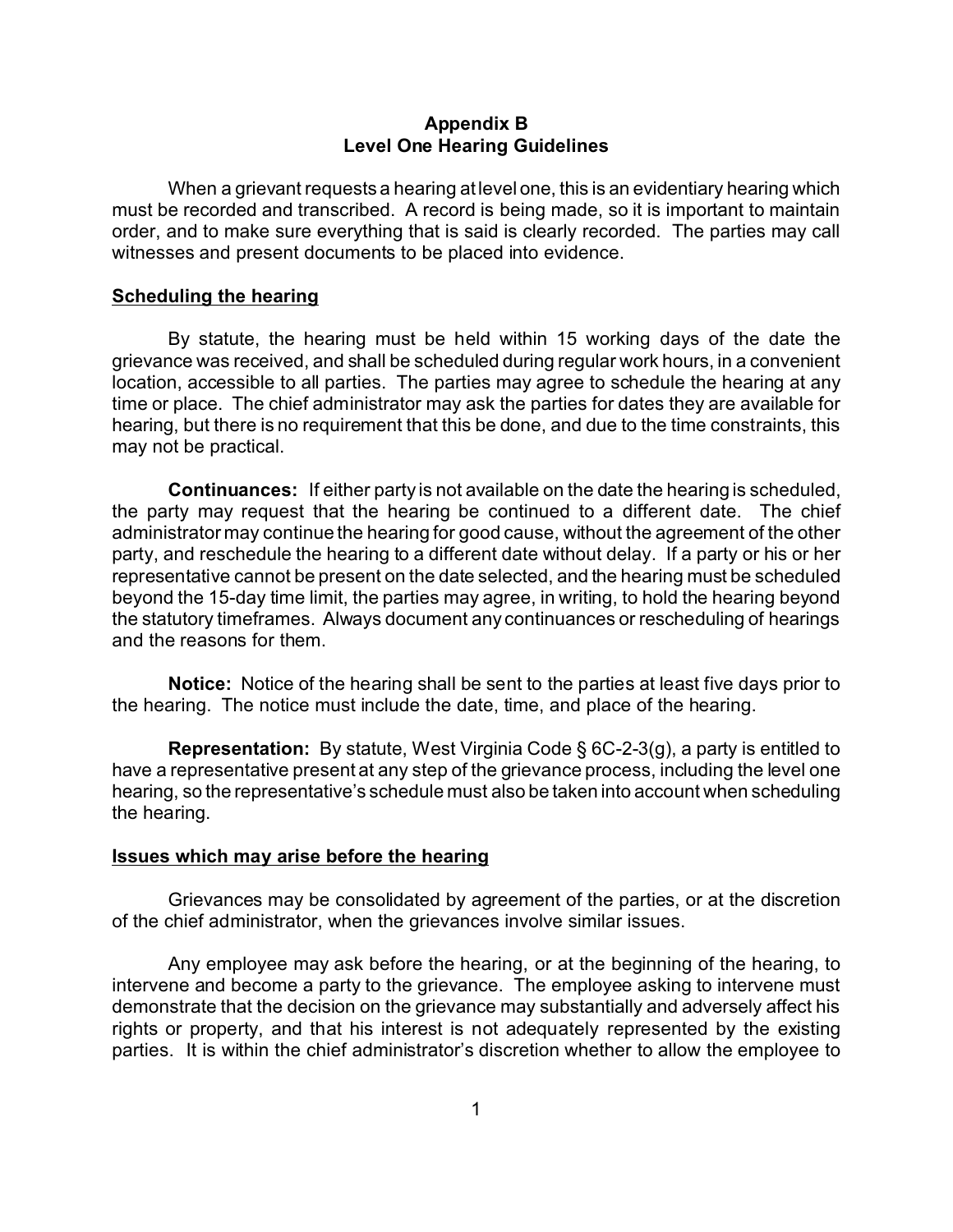# Appendix B
## Level One Hearing Guidelines

When a grievant requests a hearing at level one, this is an evidentiary hearing which must be recorded and transcribed. A record is being made, so it is important to maintain order, and to make sure everything that is said is clearly recorded. The parties may call witnesses and present documents to be placed into evidence.

### Scheduling the hearing

By statute, the hearing must be held within 15 working days of the date the grievance was received, and shall be scheduled during regular work hours, in a convenient location, accessible to all parties. The parties may agree to schedule the hearing at any time or place. The chief administrator may ask the parties for dates they are available for hearing, but there is no requirement that this be done, and due to the time constraints, this may not be practical.

**Continuances:** If either party is not available on the date the hearing is scheduled, the party may request that the hearing be continued to a different date. The chief administrator may continue the hearing for good cause, without the agreement of the other party, and reschedule the hearing to a different date without delay. If a party or his or her representative cannot be present on the date selected, and the hearing must be scheduled beyond the 15-day time limit, the parties may agree, in writing, to hold the hearing beyond the statutory timeframes. Always document any continuances or rescheduling of hearings and the reasons for them.

**Notice:** Notice of the hearing shall be sent to the parties at least five days prior to the hearing. The notice must include the date, time, and place of the hearing.

**Representation:** By statute, West Virginia Code § 6C-2-3(g), a party is entitled to have a representative present at any step of the grievance process, including the level one hearing, so the representative's schedule must also be taken into account when scheduling the hearing.

### Issues which may arise before the hearing

Grievances may be consolidated by agreement of the parties, or at the discretion of the chief administrator, when the grievances involve similar issues.

Any employee may ask before the hearing, or at the beginning of the hearing, to intervene and become a party to the grievance. The employee asking to intervene must demonstrate that the decision on the grievance may substantially and adversely affect his rights or property, and that his interest is not adequately represented by the existing parties. It is within the chief administrator's discretion whether to allow the employee to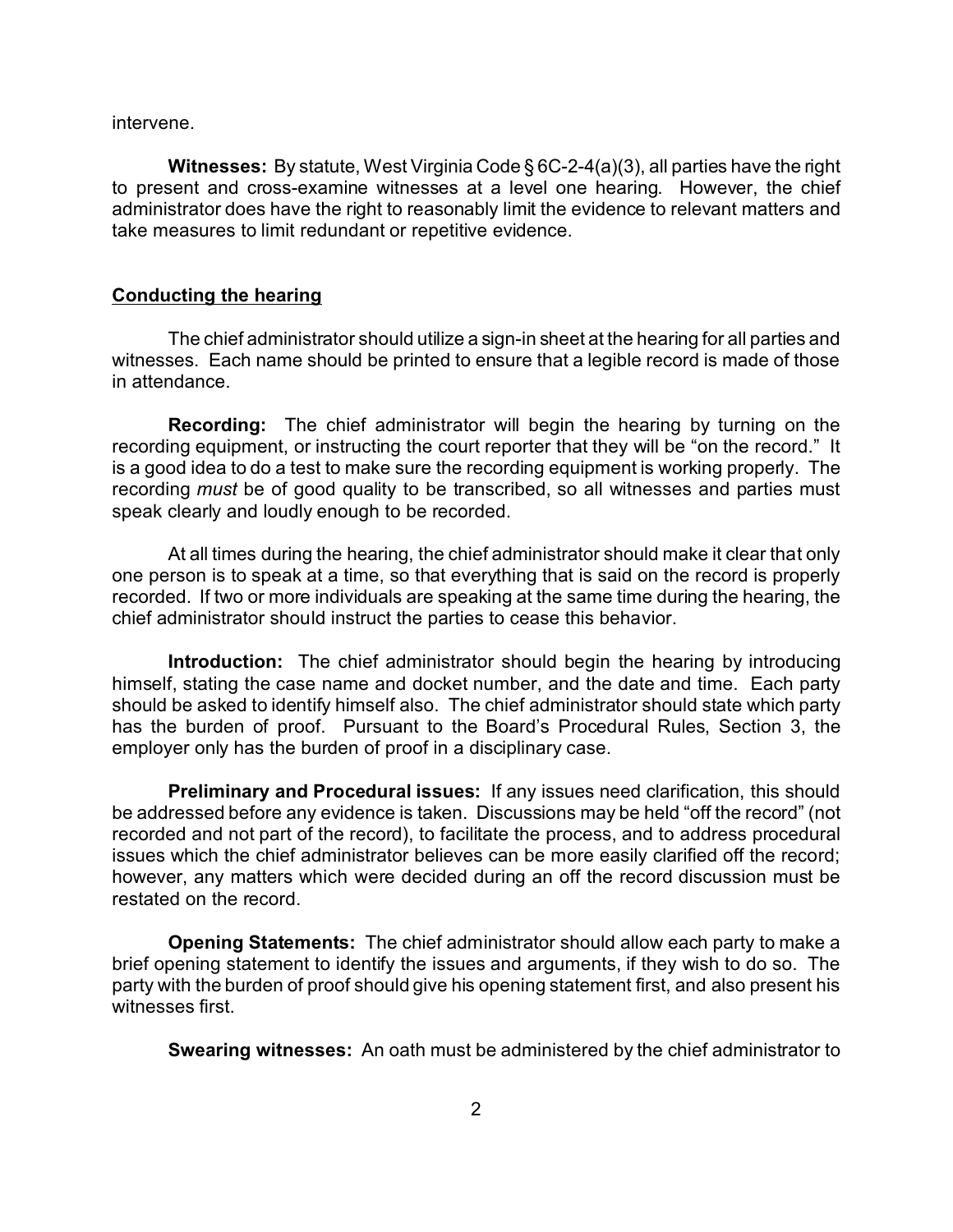intervene.

**Witnesses:** By statute, West Virginia Code § 6C-2-4(a)(3), all parties have the right to present and cross-examine witnesses at a level one hearing. However, the chief administrator does have the right to reasonably limit the evidence to relevant matters and take measures to limit redundant or repetitive evidence.

## Conducting the hearing

The chief administrator should utilize a sign-in sheet at the hearing for all parties and witnesses. Each name should be printed to ensure that a legible record is made of those in attendance.

**Recording:** The chief administrator will begin the hearing by turning on the recording equipment, or instructing the court reporter that they will be "on the record." It is a good idea to do a test to make sure the recording equipment is working properly. The recording *must* be of good quality to be transcribed, so all witnesses and parties must speak clearly and loudly enough to be recorded.

At all times during the hearing, the chief administrator should make it clear that only one person is to speak at a time, so that everything that is said on the record is properly recorded. If two or more individuals are speaking at the same time during the hearing, the chief administrator should instruct the parties to cease this behavior.

**Introduction:** The chief administrator should begin the hearing by introducing himself, stating the case name and docket number, and the date and time. Each party should be asked to identify himself also. The chief administrator should state which party has the burden of proof. Pursuant to the Board's Procedural Rules, Section 3, the employer only has the burden of proof in a disciplinary case.

**Preliminary and Procedural issues:** If any issues need clarification, this should be addressed before any evidence is taken. Discussions may be held "off the record" (not recorded and not part of the record), to facilitate the process, and to address procedural issues which the chief administrator believes can be more easily clarified off the record; however, any matters which were decided during an off the record discussion must be restated on the record.

**Opening Statements:** The chief administrator should allow each party to make a brief opening statement to identify the issues and arguments, if they wish to do so. The party with the burden of proof should give his opening statement first, and also present his witnesses first.

**Swearing witnesses:** An oath must be administered by the chief administrator to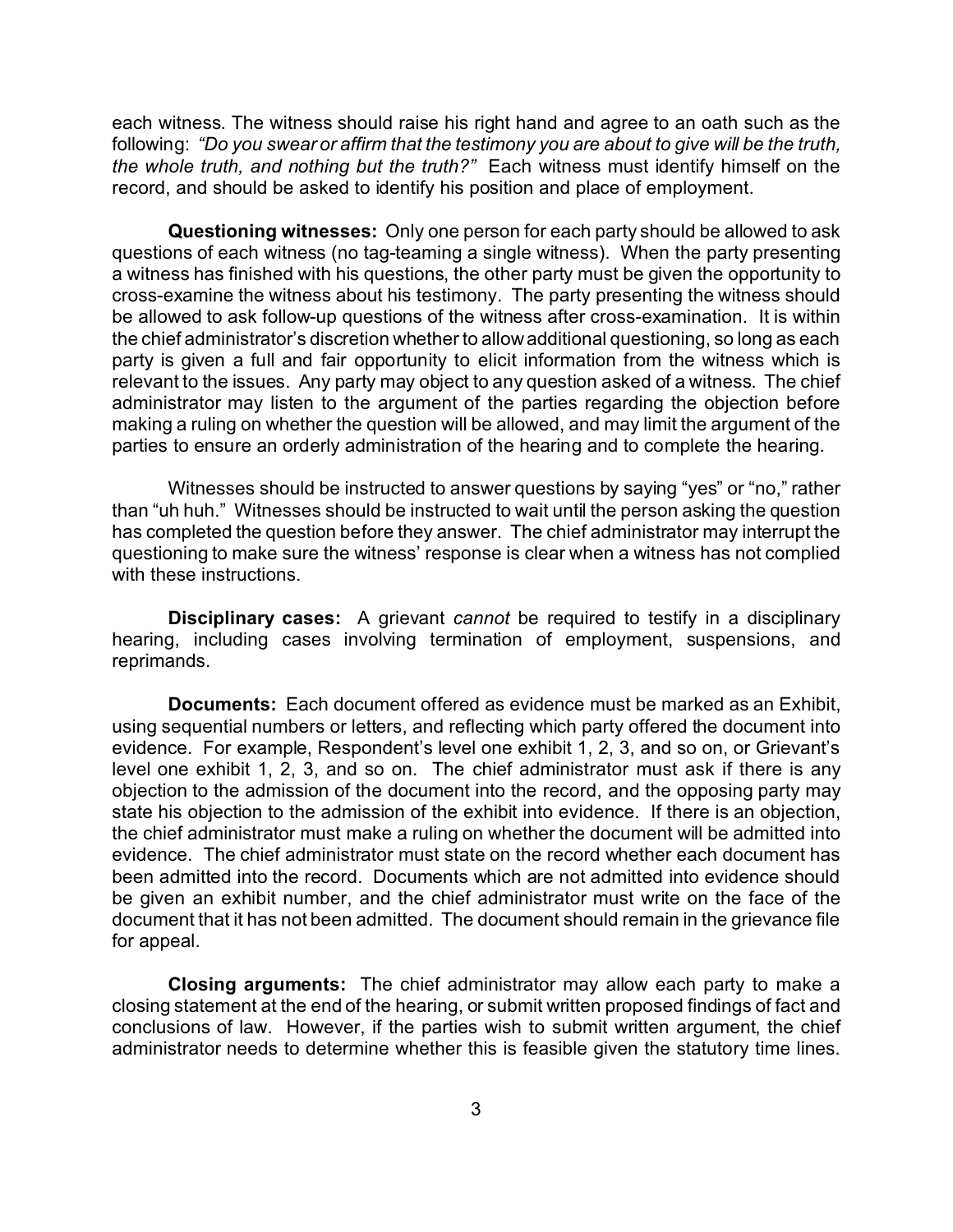each witness. The witness should raise his right hand and agree to an oath such as the following: *"Do you swear or affirm that the testimony you are about to give will be the truth, the whole truth, and nothing but the truth?"* Each witness must identify himself on the record, and should be asked to identify his position and place of employment.

**Questioning witnesses:** Only one person for each party should be allowed to ask questions of each witness (no tag-teaming a single witness). When the party presenting a witness has finished with his questions, the other party must be given the opportunity to cross-examine the witness about his testimony. The party presenting the witness should be allowed to ask follow-up questions of the witness after cross-examination. It is within the chief administrator's discretion whether to allow additional questioning, so long as each party is given a full and fair opportunity to elicit information from the witness which is relevant to the issues. Any party may object to any question asked of a witness. The chief administrator may listen to the argument of the parties regarding the objection before making a ruling on whether the question will be allowed, and may limit the argument of the parties to ensure an orderly administration of the hearing and to complete the hearing.

Witnesses should be instructed to answer questions by saying "yes" or "no," rather than "uh huh." Witnesses should be instructed to wait until the person asking the question has completed the question before they answer. The chief administrator may interrupt the questioning to make sure the witness' response is clear when a witness has not complied with these instructions.

**Disciplinary cases:** A grievant *cannot* be required to testify in a disciplinary hearing, including cases involving termination of employment, suspensions, and reprimands.

**Documents:** Each document offered as evidence must be marked as an Exhibit, using sequential numbers or letters, and reflecting which party offered the document into evidence. For example, Respondent's level one exhibit 1, 2, 3, and so on, or Grievant's level one exhibit 1, 2, 3, and so on. The chief administrator must ask if there is any objection to the admission of the document into the record, and the opposing party may state his objection to the admission of the exhibit into evidence. If there is an objection, the chief administrator must make a ruling on whether the document will be admitted into evidence. The chief administrator must state on the record whether each document has been admitted into the record. Documents which are not admitted into evidence should be given an exhibit number, and the chief administrator must write on the face of the document that it has not been admitted. The document should remain in the grievance file for appeal.

**Closing arguments:** The chief administrator may allow each party to make a closing statement at the end of the hearing, or submit written proposed findings of fact and conclusions of law. However, if the parties wish to submit written argument, the chief administrator needs to determine whether this is feasible given the statutory time lines.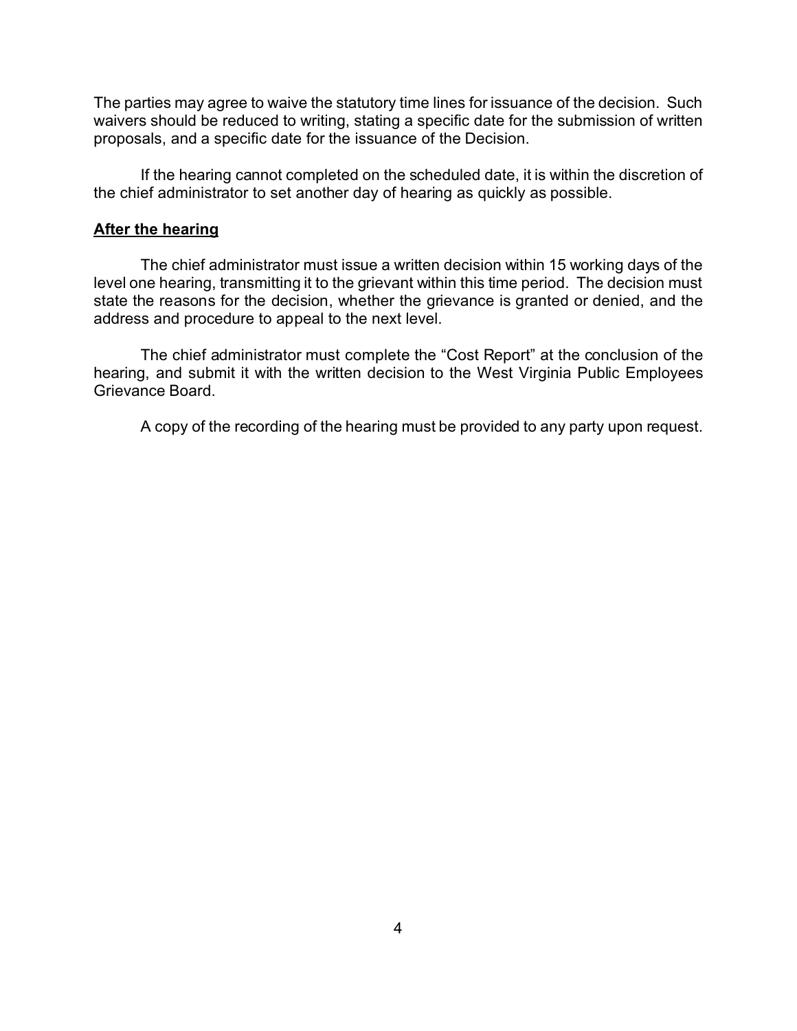The parties may agree to waive the statutory time lines for issuance of the decision. Such waivers should be reduced to writing, stating a specific date for the submission of written proposals, and a specific date for the issuance of the Decision.

If the hearing cannot completed on the scheduled date, it is within the discretion of the chief administrator to set another day of hearing as quickly as possible.

**<u>After the hearing</u>**

The chief administrator must issue a written decision within 15 working days of the level one hearing, transmitting it to the grievant within this time period. The decision must state the reasons for the decision, whether the grievance is granted or denied, and the address and procedure to appeal to the next level.

The chief administrator must complete the "Cost Report" at the conclusion of the hearing, and submit it with the written decision to the West Virginia Public Employees Grievance Board.

A copy of the recording of the hearing must be provided to any party upon request.